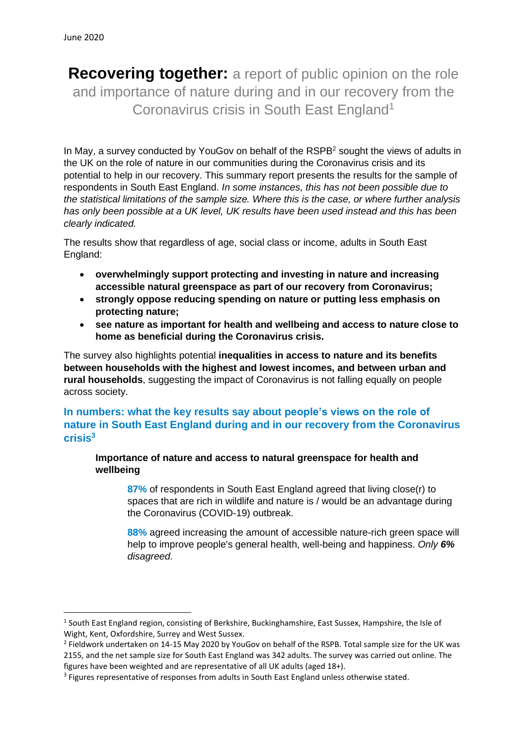June 2020

# **Recovering together:** a report of public opinion on the role and importance of nature during and in our recovery from the Coronavirus crisis in South East England[1]

In May, a survey conducted by YouGov on behalf of the RSPB[2] sought the views of adults in the UK on the role of nature in our communities during the Coronavirus crisis and its potential to help in our recovery. This summary report presents the results for the sample of respondents in South East England. *In some instances, this has not been possible due to the statistical limitations of the sample size. Where this is the case, or where further analysis has only been possible at a UK level, UK results have been used instead and this has been clearly indicated.*

The results show that regardless of age, social class or income, adults in South East England:

- **overwhelmingly support protecting and investing in nature and increasing accessible natural greenspace as part of our recovery from Coronavirus;**
- **strongly oppose reducing spending on nature or putting less emphasis on protecting nature;**
- **see nature as important for health and wellbeing and access to nature close to home as beneficial during the Coronavirus crisis.**

The survey also highlights potential **inequalities in access to nature and its benefits between households with the highest and lowest incomes, and between urban and rural households**, suggesting the impact of Coronavirus is not falling equally on people across society.

## In numbers: what the key results say about people's views on the role of nature in South East England during and in our recovery from the Coronavirus crisis[3]

### Importance of nature and access to natural greenspace for health and wellbeing

**87%** of respondents in South East England agreed that living close(r) to spaces that are rich in wildlife and nature is / would be an advantage during the Coronavirus (COVID-19) outbreak.

**88%** agreed increasing the amount of accessible nature-rich green space will help to improve people's general health, well-being and happiness. *Only **6%** disagreed.*

---

[1] South East England region, consisting of Berkshire, Buckinghamshire, East Sussex, Hampshire, the Isle of Wight, Kent, Oxfordshire, Surrey and West Sussex.

[2] Fieldwork undertaken on 14-15 May 2020 by YouGov on behalf of the RSPB. Total sample size for the UK was 2155, and the net sample size for South East England was 342 adults. The survey was carried out online. The figures have been weighted and are representative of all UK adults (aged 18+).

[3] Figures representative of responses from adults in South East England unless otherwise stated.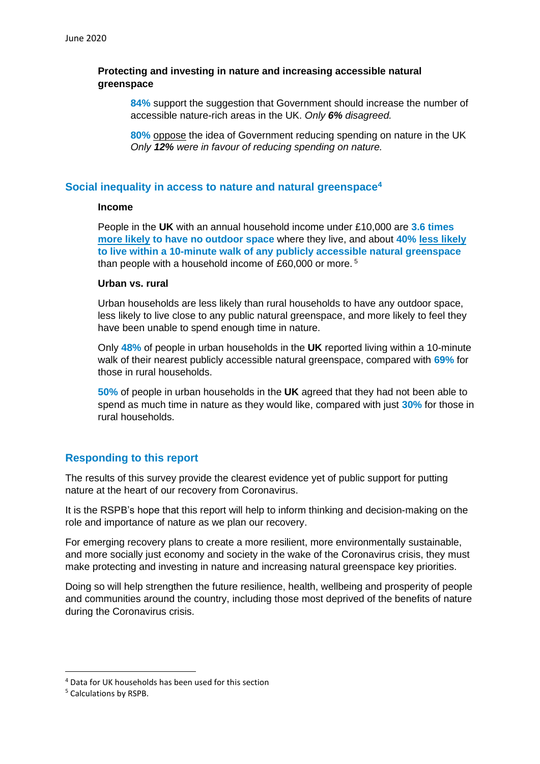### Protecting and investing in nature and increasing accessible natural greenspace

**84%** support the suggestion that Government should increase the number of accessible nature-rich areas in the UK. *Only **6%** disagreed.*

**80%** oppose the idea of Government reducing spending on nature in the UK *Only **12%** were in favour of reducing spending on nature.*

## Social inequality in access to nature and natural greenspace[4]

### Income

People in the **UK** with an annual household income under £10,000 are **3.6 times more likely to have no outdoor space** where they live, and about **40% less likely to live within a 10-minute walk of any publicly accessible natural greenspace** than people with a household income of £60,000 or more.[5]

### Urban vs. rural

Urban households are less likely than rural households to have any outdoor space, less likely to live close to any public natural greenspace, and more likely to feel they have been unable to spend enough time in nature.

Only **48%** of people in urban households in the **UK** reported living within a 10-minute walk of their nearest publicly accessible natural greenspace, compared with **69%** for those in rural households.

**50%** of people in urban households in the **UK** agreed that they had not been able to spend as much time in nature as they would like, compared with just **30%** for those in rural households.

## Responding to this report

The results of this survey provide the clearest evidence yet of public support for putting nature at the heart of our recovery from Coronavirus.

It is the RSPB's hope that this report will help to inform thinking and decision-making on the role and importance of nature as we plan our recovery.

For emerging recovery plans to create a more resilient, more environmentally sustainable, and more socially just economy and society in the wake of the Coronavirus crisis, they must make protecting and investing in nature and increasing natural greenspace key priorities.

Doing so will help strengthen the future resilience, health, wellbeing and prosperity of people and communities around the country, including those most deprived of the benefits of nature during the Coronavirus crisis.

---

[4] Data for UK households has been used for this section

[5] Calculations by RSPB.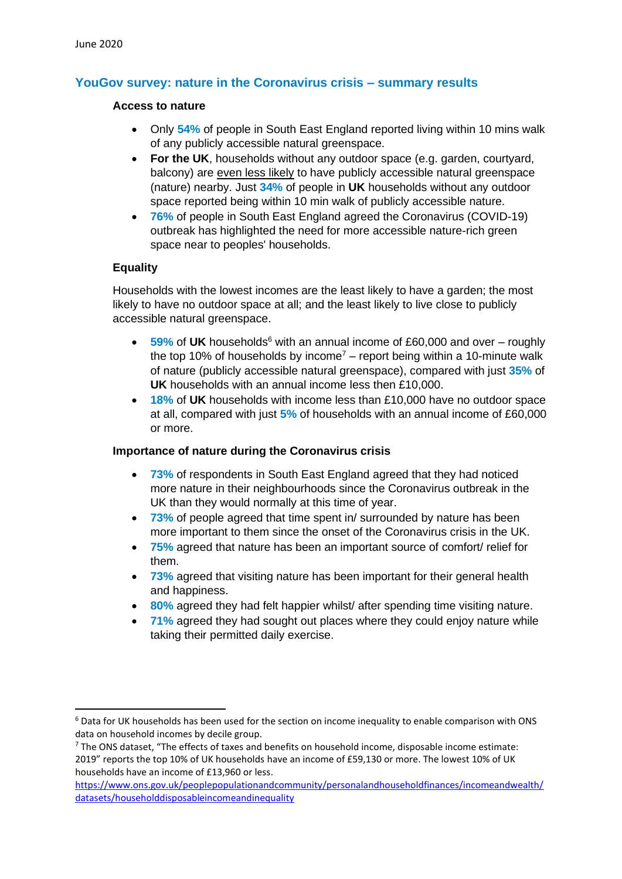June 2020

## YouGov survey: nature in the Coronavirus crisis – summary results

**Access to nature**

- Only **54%** of people in South East England reported living within 10 mins walk of any publicly accessible natural greenspace.
- **For the UK**, households without any outdoor space (e.g. garden, courtyard, balcony) are even less likely to have publicly accessible natural greenspace (nature) nearby. Just **34%** of people in **UK** households without any outdoor space reported being within 10 min walk of publicly accessible nature.
- **76%** of people in South East England agreed the Coronavirus (COVID-19) outbreak has highlighted the need for more accessible nature-rich green space near to peoples' households.

**Equality**

Households with the lowest incomes are the least likely to have a garden; the most likely to have no outdoor space at all; and the least likely to live close to publicly accessible natural greenspace.

- **59%** of **UK** households[6] with an annual income of £60,000 and over – roughly the top 10% of households by income[7] – report being within a 10-minute walk of nature (publicly accessible natural greenspace), compared with just **35%** of **UK** households with an annual income less then £10,000.
- **18%** of **UK** households with income less than £10,000 have no outdoor space at all, compared with just **5%** of households with an annual income of £60,000 or more.

**Importance of nature during the Coronavirus crisis**

- **73%** of respondents in South East England agreed that they had noticed more nature in their neighbourhoods since the Coronavirus outbreak in the UK than they would normally at this time of year.
- **73%** of people agreed that time spent in/ surrounded by nature has been more important to them since the onset of the Coronavirus crisis in the UK.
- **75%** agreed that nature has been an important source of comfort/ relief for them.
- **73%** agreed that visiting nature has been important for their general health and happiness.
- **80%** agreed they had felt happier whilst/ after spending time visiting nature.
- **71%** agreed they had sought out places where they could enjoy nature while taking their permitted daily exercise.

---

[6] Data for UK households has been used for the section on income inequality to enable comparison with ONS data on household incomes by decile group.

[7] The ONS dataset, "The effects of taxes and benefits on household income, disposable income estimate: 2019" reports the top 10% of UK households have an income of £59,130 or more. The lowest 10% of UK households have an income of £13,960 or less.
https://www.ons.gov.uk/peoplepopulationandcommunity/personalandhouseholdfinances/incomeandwealth/datasets/householddisposableincomeandinequality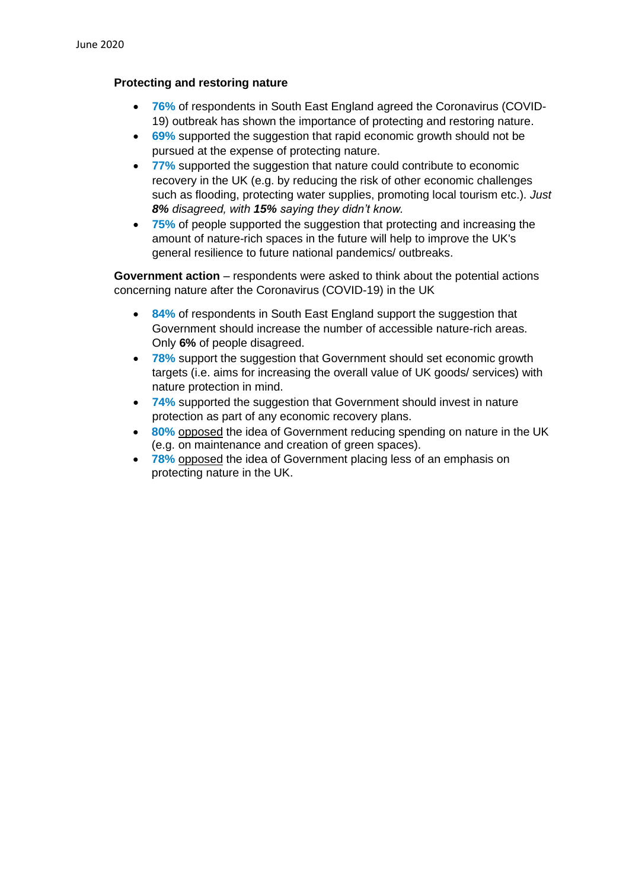**Protecting and restoring nature**

- **76%** of respondents in South East England agreed the Coronavirus (COVID-19) outbreak has shown the importance of protecting and restoring nature.
- **69%** supported the suggestion that rapid economic growth should not be pursued at the expense of protecting nature.
- **77%** supported the suggestion that nature could contribute to economic recovery in the UK (e.g. by reducing the risk of other economic challenges such as flooding, protecting water supplies, promoting local tourism etc.). *Just **8%** disagreed, with **15%** saying they didn't know.*
- **75%** of people supported the suggestion that protecting and increasing the amount of nature-rich spaces in the future will help to improve the UK's general resilience to future national pandemics/ outbreaks.

**Government action** – respondents were asked to think about the potential actions concerning nature after the Coronavirus (COVID-19) in the UK

- **84%** of respondents in South East England support the suggestion that Government should increase the number of accessible nature-rich areas. Only **6%** of people disagreed.
- **78%** support the suggestion that Government should set economic growth targets (i.e. aims for increasing the overall value of UK goods/ services) with nature protection in mind.
- **74%** supported the suggestion that Government should invest in nature protection as part of any economic recovery plans.
- **80%** opposed the idea of Government reducing spending on nature in the UK (e.g. on maintenance and creation of green spaces).
- **78%** opposed the idea of Government placing less of an emphasis on protecting nature in the UK.